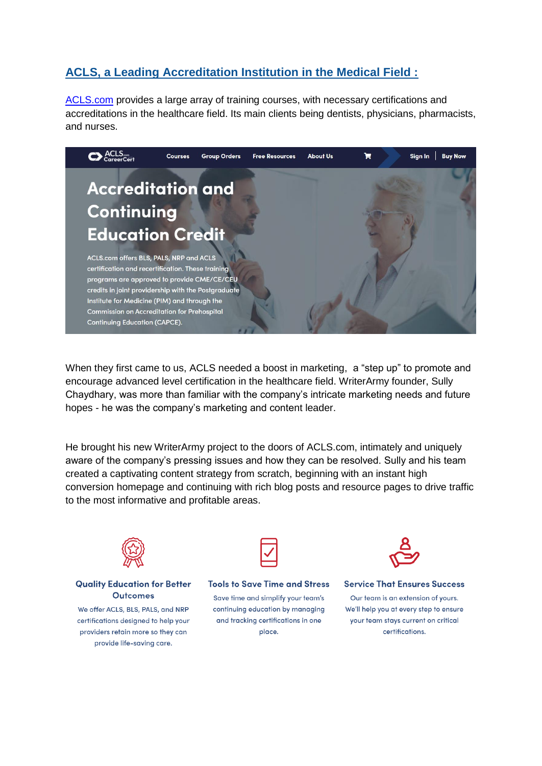## ACLS, a Leading Accreditation Institution in the Medical Field :

ACLS.com provides a large array of training courses, with necessary certifications and accreditations in the healthcare field. Its main clients being dentists, physicians, pharmacists, and nurses.

ACLS.com CareerCert | Courses | Group Orders | Free Resources | About Us | Sign In | Buy Now

# Accreditation and Continuing Education Credit

ACLS.com offers BLS, PALS, NRP and ACLS certification and recertification. These training programs are approved to provide CME/CE/CEU credits in joint providership with the Postgraduate Institute for Medicine (PIM) and through the Commission on Accreditation for Prehospital Continuing Education (CAPCE).

When they first came to us, ACLS needed a boost in marketing, a "step up" to promote and encourage advanced level certification in the healthcare field. WriterArmy founder, Sully Chaydhary, was more than familiar with the company's intricate marketing needs and future hopes - he was the company's marketing and content leader.

He brought his new WriterArmy project to the doors of ACLS.com, intimately and uniquely aware of the company's pressing issues and how they can be resolved. Sully and his team created a captivating content strategy from scratch, beginning with an instant high conversion homepage and continuing with rich blog posts and resource pages to drive traffic to the most informative and profitable areas.

### Quality Education for Better Outcomes

We offer ACLS, BLS, PALS, and NRP certifications designed to help your providers retain more so they can provide life-saving care.

### Tools to Save Time and Stress

Save time and simplify your team's continuing education by managing and tracking certifications in one place.

### Service That Ensures Success

Our team is an extension of yours. We'll help you at every step to ensure your team stays current on critical certifications.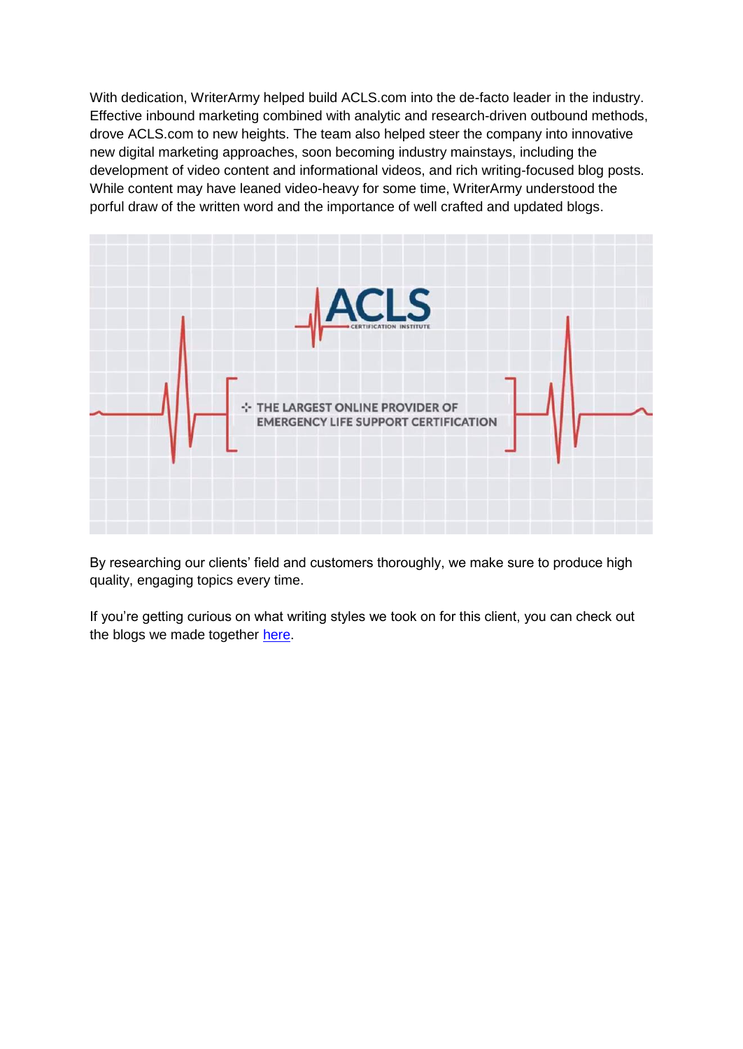With dedication, WriterArmy helped build ACLS.com into the de-facto leader in the industry. Effective inbound marketing combined with analytic and research-driven outbound methods, drove ACLS.com to new heights. The team also helped steer the company into innovative new digital marketing approaches, soon becoming industry mainstays, including the development of video content and informational videos, and rich writing-focused blog posts. While content may have leaned video-heavy for some time, WriterArmy understood the porful draw of the written word and the importance of well crafted and updated blogs.

ACLS CERTIFICATION INSTITUTE

THE LARGEST ONLINE PROVIDER OF EMERGENCY LIFE SUPPORT CERTIFICATION

By researching our clients' field and customers thoroughly, we make sure to produce high quality, engaging topics every time.

If you're getting curious on what writing styles we took on for this client, you can check out the blogs we made together here.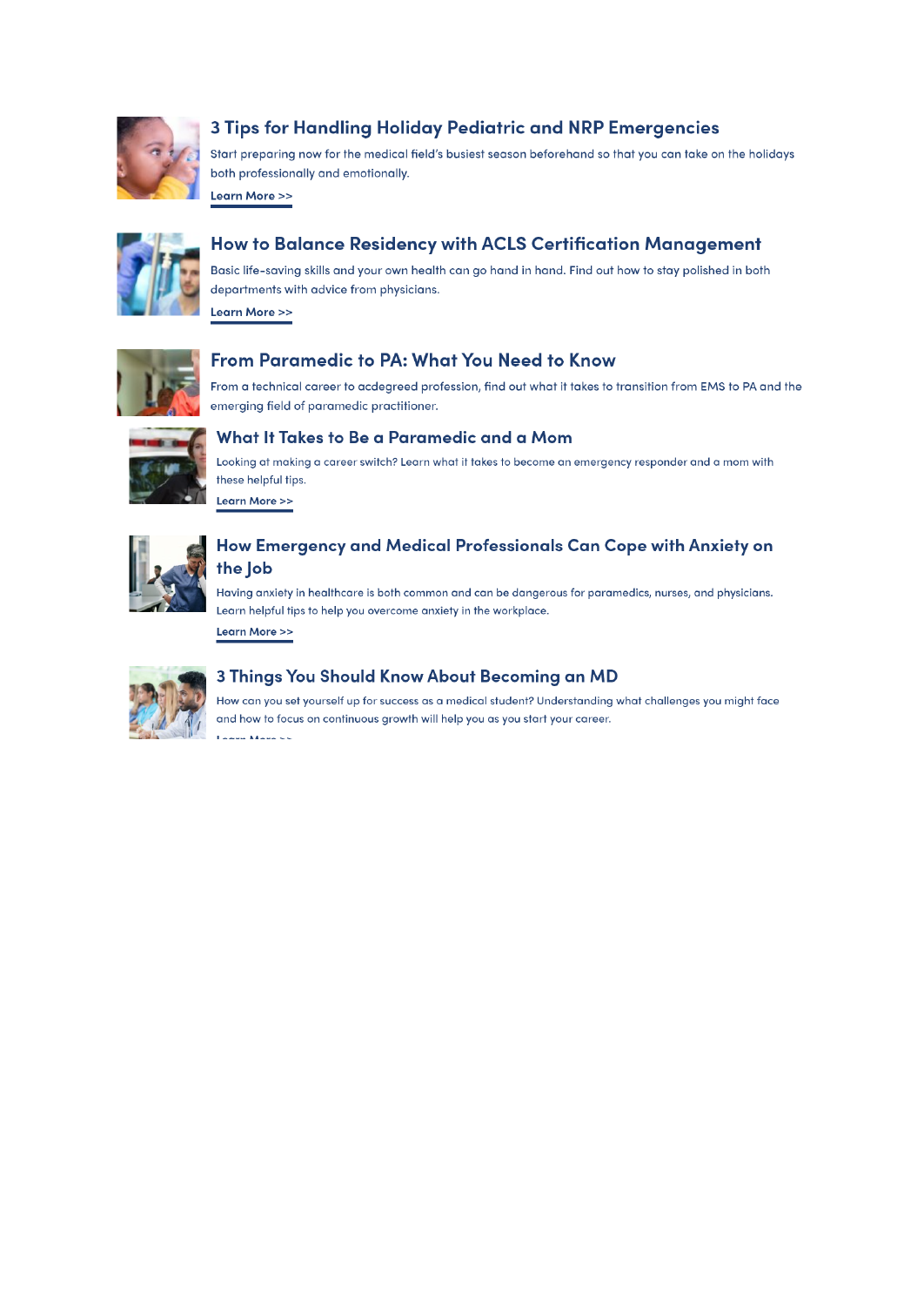## 3 Tips for Handling Holiday Pediatric and NRP Emergencies

Start preparing now for the medical field's busiest season beforehand so that you can take on the holidays both professionally and emotionally.

Learn More >>

## How to Balance Residency with ACLS Certification Management

Basic life-saving skills and your own health can go hand in hand. Find out how to stay polished in both departments with advice from physicians.

Learn More >>

## From Paramedic to PA: What You Need to Know

From a technical career to acdegreed profession, find out what it takes to transition from EMS to PA and the emerging field of paramedic practitioner.

## What It Takes to Be a Paramedic and a Mom

Looking at making a career switch? Learn what it takes to become an emergency responder and a mom with these helpful tips.

Learn More >>

## How Emergency and Medical Professionals Can Cope with Anxiety on the Job

Having anxiety in healthcare is both common and can be dangerous for paramedics, nurses, and physicians. Learn helpful tips to help you overcome anxiety in the workplace.

Learn More >>

## 3 Things You Should Know About Becoming an MD

How can you set yourself up for success as a medical student? Understanding what challenges you might face and how to focus on continuous growth will help you as you start your career.

Learn More >>